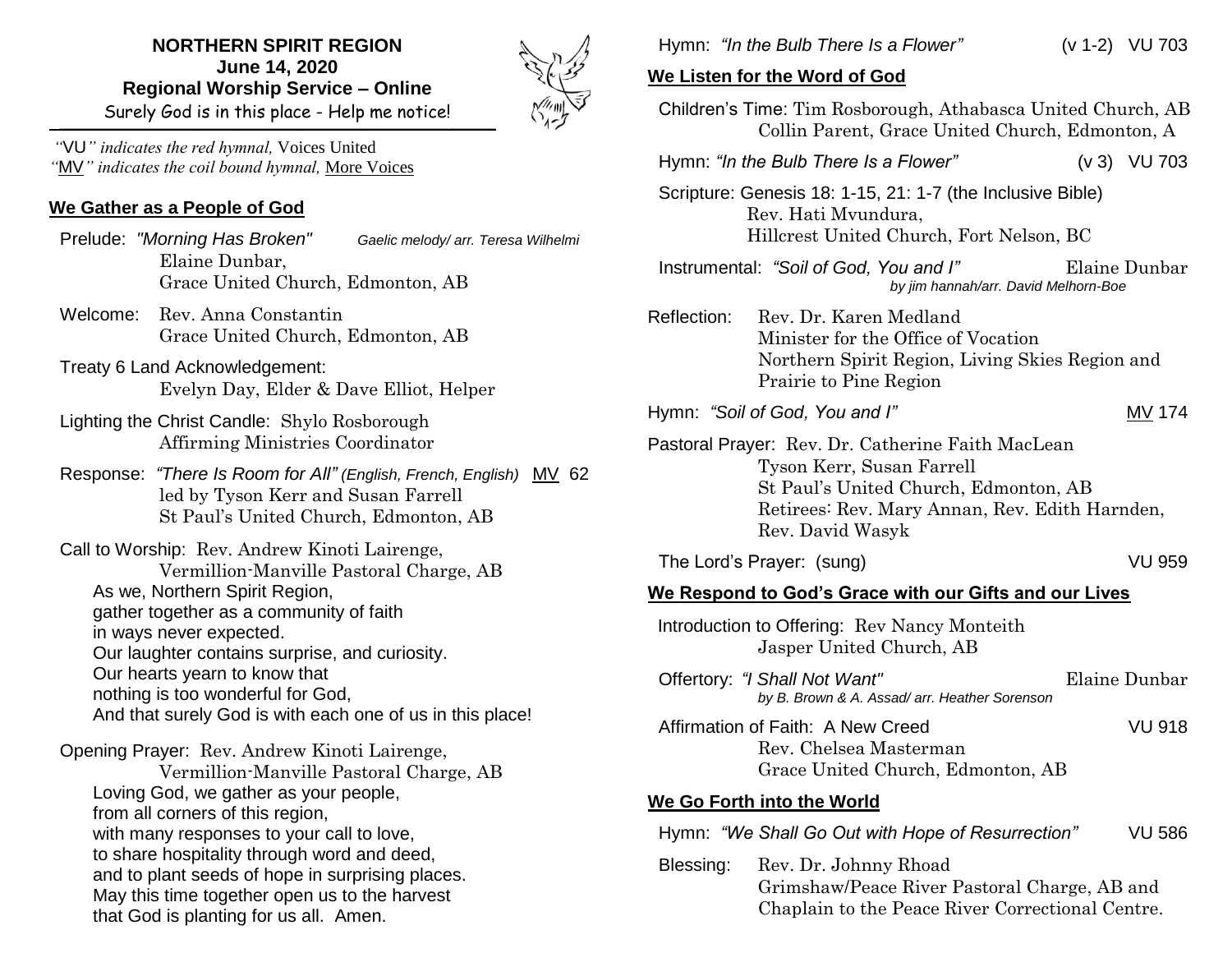**NORTHERN SPIRIT REGION**
**June 14, 2020**
**Regional Worship Service – Online**
Surely God is in this place - Help me notice!

*"VU" indicates the red hymnal,* Voices United
*"MV" indicates the coil bound hymnal,* More Voices

## We Gather as a People of God

Prelude: *"Morning Has Broken"* *Gaelic melody/ arr. Teresa Wilhelmi*
Elaine Dunbar,
Grace United Church, Edmonton, AB

Welcome: Rev. Anna Constantin
Grace United Church, Edmonton, AB

Treaty 6 Land Acknowledgement:
Evelyn Day, Elder & Dave Elliot, Helper

Lighting the Christ Candle: Shylo Rosborough
Affirming Ministries Coordinator

Response: *"There Is Room for All" (English, French, English)* MV 62
led by Tyson Kerr and Susan Farrell
St Paul's United Church, Edmonton, AB

Call to Worship: Rev. Andrew Kinoti Lairenge,
Vermillion-Manville Pastoral Charge, AB

As we, Northern Spirit Region,
gather together as a community of faith
in ways never expected.
Our laughter contains surprise, and curiosity.
Our hearts yearn to know that
nothing is too wonderful for God,
And that surely God is with each one of us in this place!

Opening Prayer: Rev. Andrew Kinoti Lairenge,
Vermillion-Manville Pastoral Charge, AB

Loving God, we gather as your people,
from all corners of this region,
with many responses to your call to love,
to share hospitality through word and deed,
and to plant seeds of hope in surprising places.
May this time together open us to the harvest
that God is planting for us all. Amen.

Hymn: *"In the Bulb There Is a Flower"* (v 1-2) VU 703

## We Listen for the Word of God

Children's Time: Tim Rosborough, Athabasca United Church, AB
Collin Parent, Grace United Church, Edmonton, A

Hymn: *"In the Bulb There Is a Flower"* (v 3) VU 703

Scripture: Genesis 18: 1-15, 21: 1-7 (the Inclusive Bible)
Rev. Hati Mvundura,
Hillcrest United Church, Fort Nelson, BC

Instrumental: *"Soil of God, You and I"* Elaine Dunbar
*by jim hannah/arr. David Melhorn-Boe*

Reflection: Rev. Dr. Karen Medland
Minister for the Office of Vocation
Northern Spirit Region, Living Skies Region and Prairie to Pine Region

Hymn: *"Soil of God, You and I"* MV 174

Pastoral Prayer: Rev. Dr. Catherine Faith MacLean
Tyson Kerr, Susan Farrell
St Paul's United Church, Edmonton, AB
Retirees: Rev. Mary Annan, Rev. Edith Harnden, Rev. David Wasyk

The Lord's Prayer: (sung) VU 959

## We Respond to God's Grace with our Gifts and our Lives

Introduction to Offering: Rev Nancy Monteith
Jasper United Church, AB

Offertory: *"I Shall Not Want"* Elaine Dunbar
*by B. Brown & A. Assad/ arr. Heather Sorenson*

Affirmation of Faith: A New Creed VU 918
Rev. Chelsea Masterman
Grace United Church, Edmonton, AB

## We Go Forth into the World

Hymn: *"We Shall Go Out with Hope of Resurrection"* VU 586

Blessing: Rev. Dr. Johnny Rhoad
Grimshaw/Peace River Pastoral Charge, AB and Chaplain to the Peace River Correctional Centre.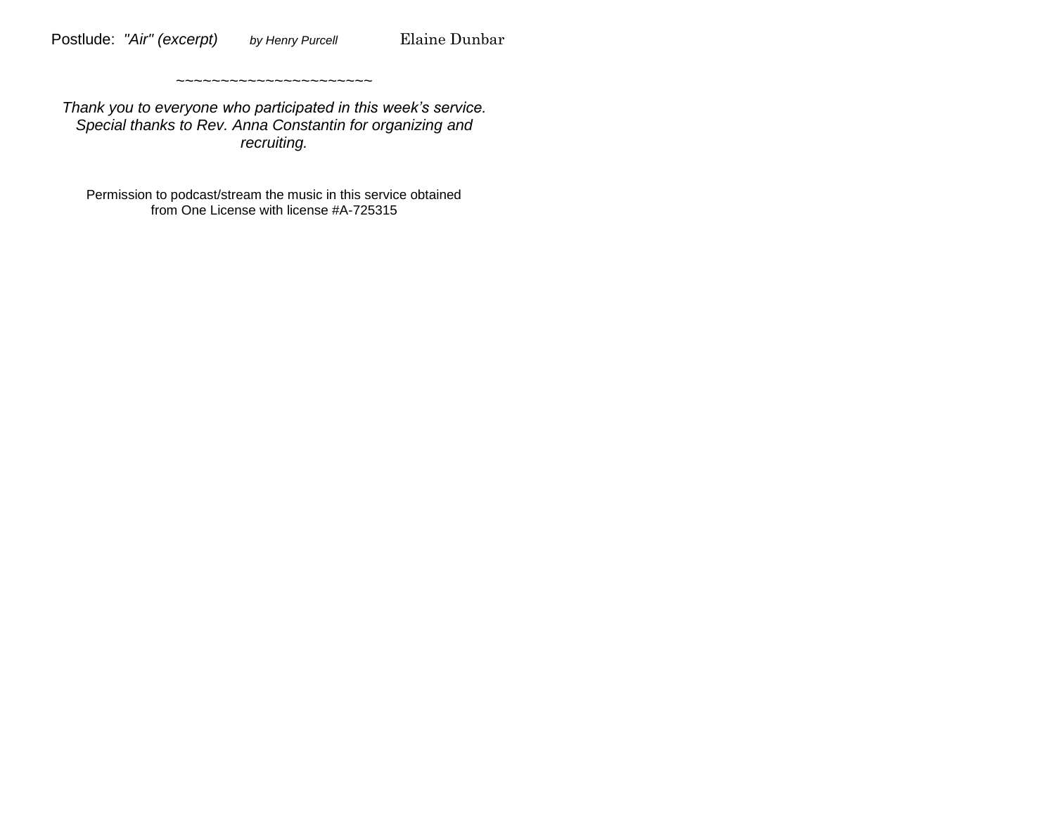Postlude: *"Air" (excerpt)* *by Henry Purcell* Elaine Dunbar

~~~~~~~~~~~~~~~~~~~~~~

*Thank you to everyone who participated in this week's service. Special thanks to Rev. Anna Constantin for organizing and recruiting.*

Permission to podcast/stream the music in this service obtained from One License with license #A-725315